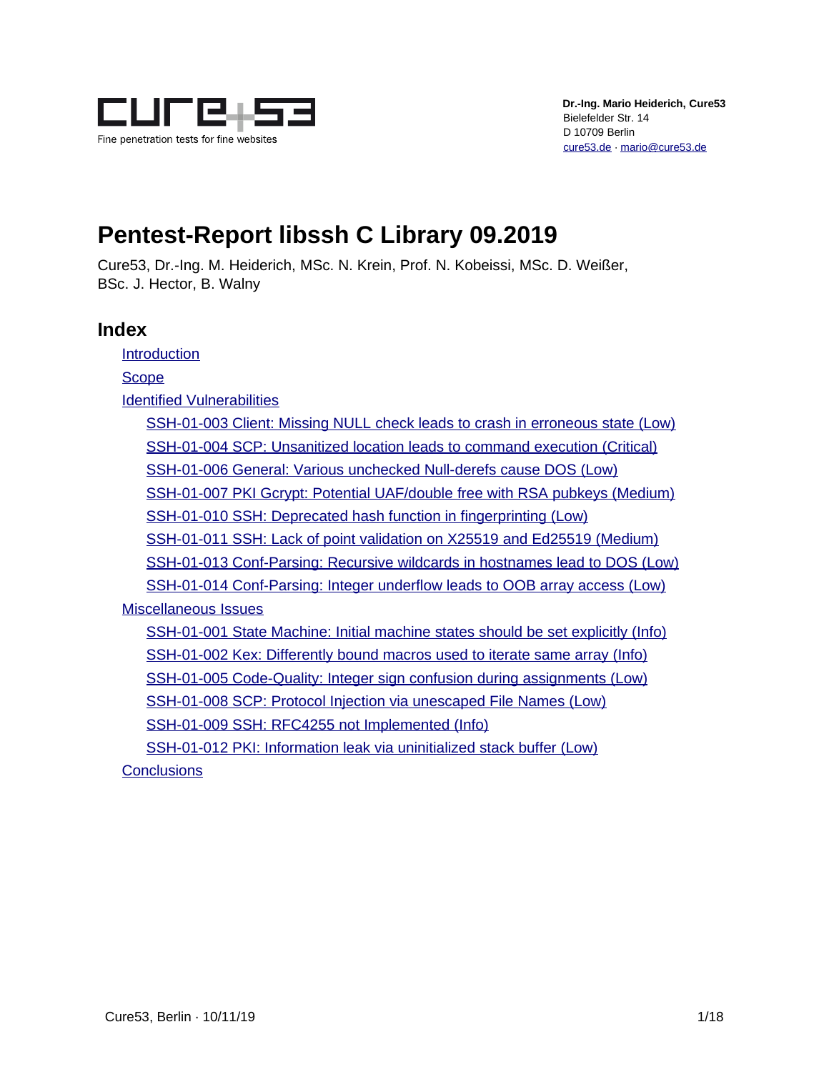Dr.-Ing. Mario Heiderich, Cure53
Bielefelder Str. 14
D 10709 Berlin
cure53.de · mario@cure53.de

# Pentest-Report libssh C Library 09.2019

Cure53, Dr.-Ing. M. Heiderich, MSc. N. Krein, Prof. N. Kobeissi, MSc. D. Weißer, BSc. J. Hector, B. Walny

## Index

- Introduction
- Scope
- Identified Vulnerabilities
  - SSH-01-003 Client: Missing NULL check leads to crash in erroneous state (Low)
  - SSH-01-004 SCP: Unsanitized location leads to command execution (Critical)
  - SSH-01-006 General: Various unchecked Null-derefs cause DOS (Low)
  - SSH-01-007 PKI Gcrypt: Potential UAF/double free with RSA pubkeys (Medium)
  - SSH-01-010 SSH: Deprecated hash function in fingerprinting (Low)
  - SSH-01-011 SSH: Lack of point validation on X25519 and Ed25519 (Medium)
  - SSH-01-013 Conf-Parsing: Recursive wildcards in hostnames lead to DOS (Low)
  - SSH-01-014 Conf-Parsing: Integer underflow leads to OOB array access (Low)
- Miscellaneous Issues
  - SSH-01-001 State Machine: Initial machine states should be set explicitly (Info)
  - SSH-01-002 Kex: Differently bound macros used to iterate same array (Info)
  - SSH-01-005 Code-Quality: Integer sign confusion during assignments (Low)
  - SSH-01-008 SCP: Protocol Injection via unescaped File Names (Low)
  - SSH-01-009 SSH: RFC4255 not Implemented (Info)
  - SSH-01-012 PKI: Information leak via uninitialized stack buffer (Low)
- Conclusions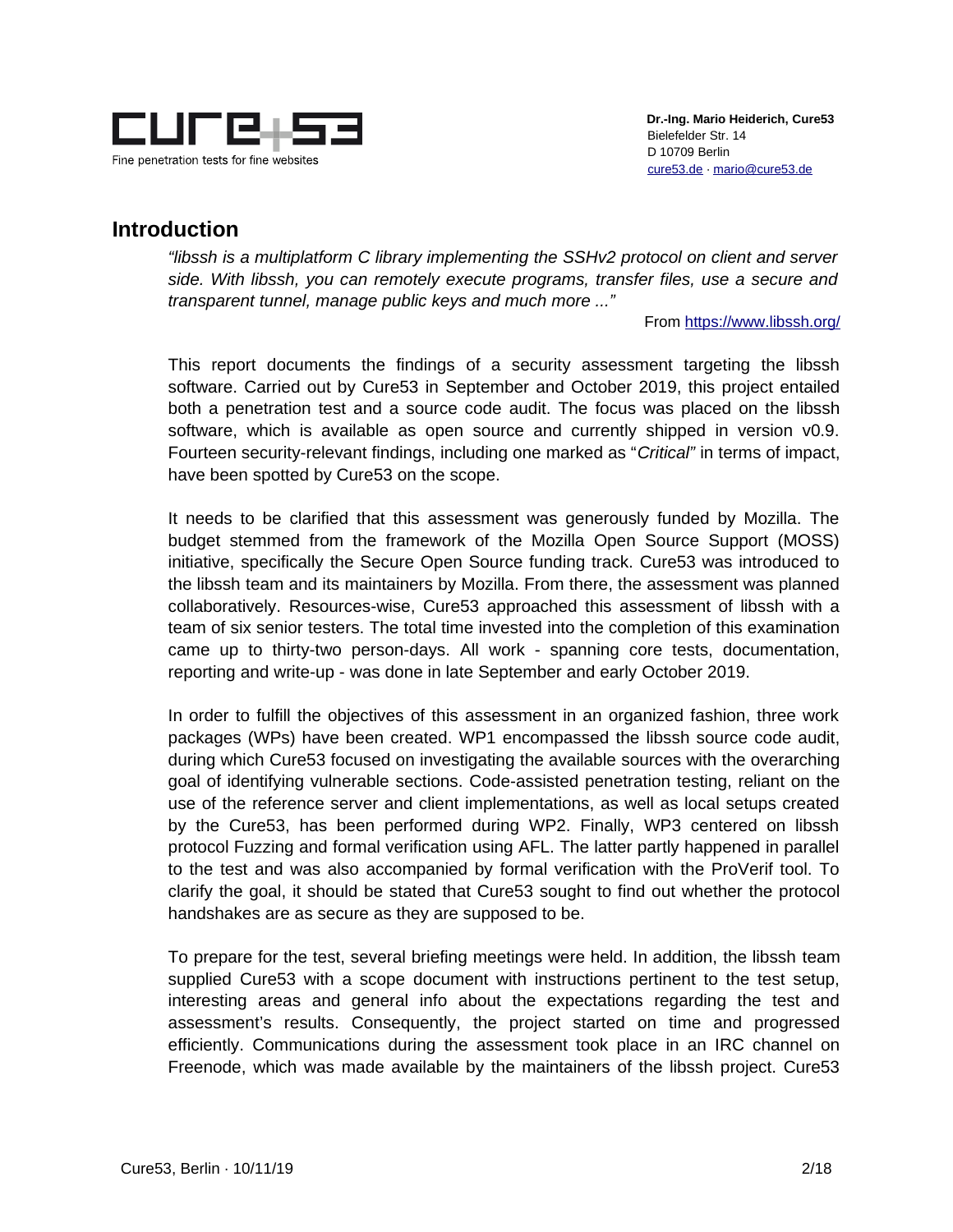## Introduction

*"libssh is a multiplatform C library implementing the SSHv2 protocol on client and server side. With libssh, you can remotely execute programs, transfer files, use a secure and transparent tunnel, manage public keys and much more ..."*

From https://www.libssh.org/

This report documents the findings of a security assessment targeting the libssh software. Carried out by Cure53 in September and October 2019, this project entailed both a penetration test and a source code audit. The focus was placed on the libssh software, which is available as open source and currently shipped in version v0.9. Fourteen security-relevant findings, including one marked as "*Critical"* in terms of impact, have been spotted by Cure53 on the scope.

It needs to be clarified that this assessment was generously funded by Mozilla. The budget stemmed from the framework of the Mozilla Open Source Support (MOSS) initiative, specifically the Secure Open Source funding track. Cure53 was introduced to the libssh team and its maintainers by Mozilla. From there, the assessment was planned collaboratively. Resources-wise, Cure53 approached this assessment of libssh with a team of six senior testers. The total time invested into the completion of this examination came up to thirty-two person-days. All work - spanning core tests, documentation, reporting and write-up - was done in late September and early October 2019.

In order to fulfill the objectives of this assessment in an organized fashion, three work packages (WPs) have been created. WP1 encompassed the libssh source code audit, during which Cure53 focused on investigating the available sources with the overarching goal of identifying vulnerable sections. Code-assisted penetration testing, reliant on the use of the reference server and client implementations, as well as local setups created by the Cure53, has been performed during WP2. Finally, WP3 centered on libssh protocol Fuzzing and formal verification using AFL. The latter partly happened in parallel to the test and was also accompanied by formal verification with the ProVerif tool. To clarify the goal, it should be stated that Cure53 sought to find out whether the protocol handshakes are as secure as they are supposed to be.

To prepare for the test, several briefing meetings were held. In addition, the libssh team supplied Cure53 with a scope document with instructions pertinent to the test setup, interesting areas and general info about the expectations regarding the test and assessment's results. Consequently, the project started on time and progressed efficiently. Communications during the assessment took place in an IRC channel on Freenode, which was made available by the maintainers of the libssh project. Cure53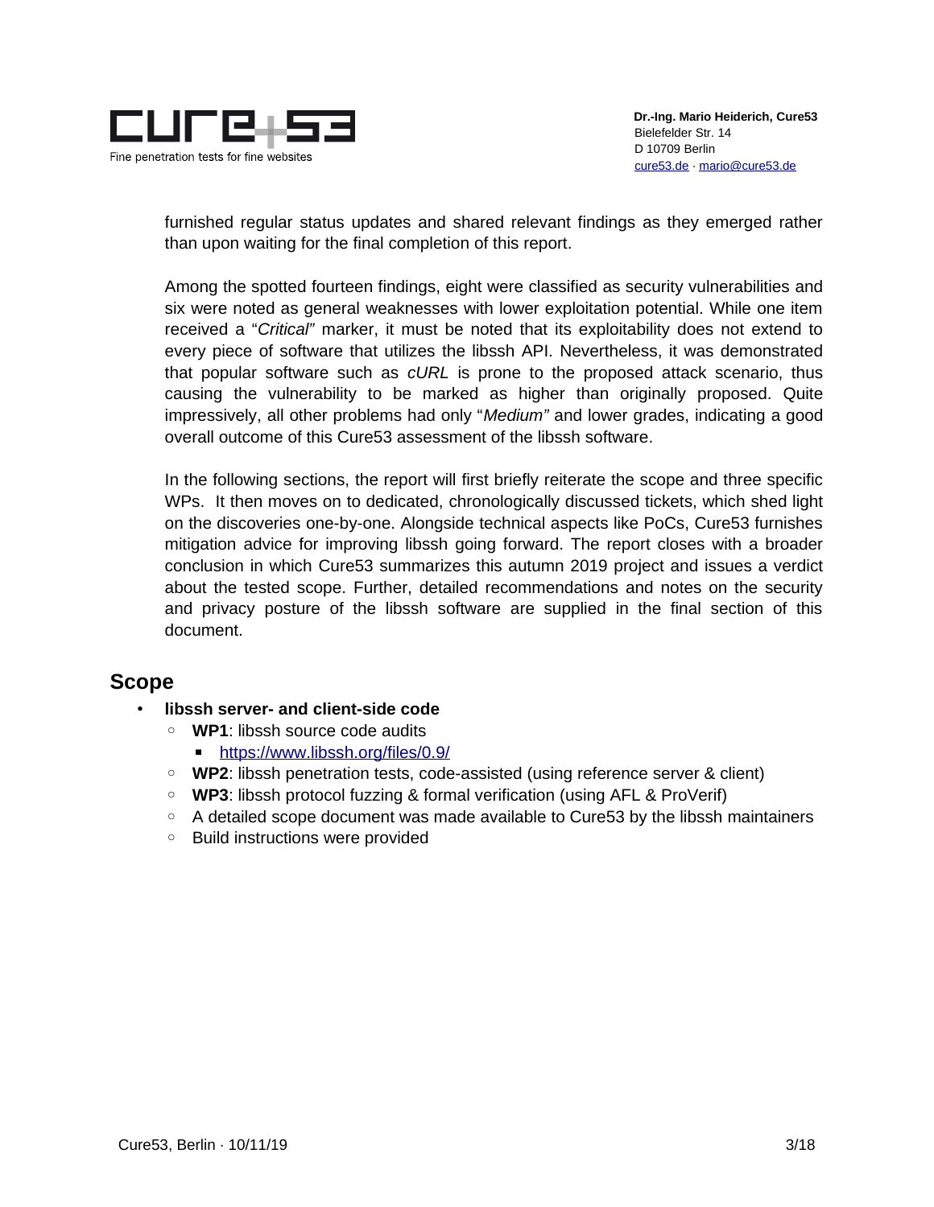furnished regular status updates and shared relevant findings as they emerged rather than upon waiting for the final completion of this report.

Among the spotted fourteen findings, eight were classified as security vulnerabilities and six were noted as general weaknesses with lower exploitation potential. While one item received a "*Critical*" marker, it must be noted that its exploitability does not extend to every piece of software that utilizes the libssh API. Nevertheless, it was demonstrated that popular software such as *cURL* is prone to the proposed attack scenario, thus causing the vulnerability to be marked as higher than originally proposed. Quite impressively, all other problems had only "*Medium*" and lower grades, indicating a good overall outcome of this Cure53 assessment of the libssh software.

In the following sections, the report will first briefly reiterate the scope and three specific WPs. It then moves on to dedicated, chronologically discussed tickets, which shed light on the discoveries one-by-one. Alongside technical aspects like PoCs, Cure53 furnishes mitigation advice for improving libssh going forward. The report closes with a broader conclusion in which Cure53 summarizes this autumn 2019 project and issues a verdict about the tested scope. Further, detailed recommendations and notes on the security and privacy posture of the libssh software are supplied in the final section of this document.

## Scope

- **libssh server- and client-side code**
  - **WP1**: libssh source code audits
    - https://www.libssh.org/files/0.9/
  - **WP2**: libssh penetration tests, code-assisted (using reference server & client)
  - **WP3**: libssh protocol fuzzing & formal verification (using AFL & ProVerif)
  - A detailed scope document was made available to Cure53 by the libssh maintainers
  - Build instructions were provided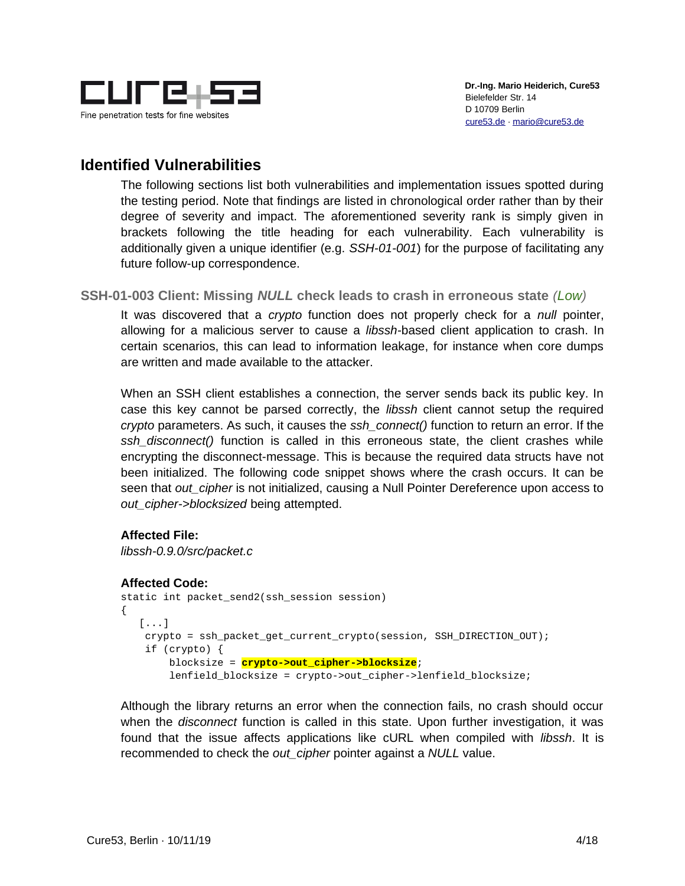## Identified Vulnerabilities

The following sections list both vulnerabilities and implementation issues spotted during the testing period. Note that findings are listed in chronological order rather than by their degree of severity and impact. The aforementioned severity rank is simply given in brackets following the title heading for each vulnerability. Each vulnerability is additionally given a unique identifier (e.g. *SSH-01-001*) for the purpose of facilitating any future follow-up correspondence.

### SSH-01-003 Client: Missing *NULL* check leads to crash in erroneous state *(Low)*

It was discovered that a *crypto* function does not properly check for a *null* pointer, allowing for a malicious server to cause a *libssh*-based client application to crash. In certain scenarios, this can lead to information leakage, for instance when core dumps are written and made available to the attacker.

When an SSH client establishes a connection, the server sends back its public key. In case this key cannot be parsed correctly, the *libssh* client cannot setup the required *crypto* parameters. As such, it causes the *ssh_connect()* function to return an error. If the *ssh_disconnect()* function is called in this erroneous state, the client crashes while encrypting the disconnect-message. This is because the required data structs have not been initialized. The following code snippet shows where the crash occurs. It can be seen that *out_cipher* is not initialized, causing a Null Pointer Dereference upon access to *out_cipher->blocksized* being attempted.

**Affected File:**

*libssh-0.9.0/src/packet.c*

**Affected Code:**

```
static int packet_send2(ssh_session session)
{
   [...]
    crypto = ssh_packet_get_current_crypto(session, SSH_DIRECTION_OUT);
    if (crypto) {
        blocksize = crypto->out_cipher->blocksize;
        lenfield_blocksize = crypto->out_cipher->lenfield_blocksize;
```

Although the library returns an error when the connection fails, no crash should occur when the *disconnect* function is called in this state. Upon further investigation, it was found that the issue affects applications like cURL when compiled with *libssh*. It is recommended to check the *out_cipher* pointer against a *NULL* value.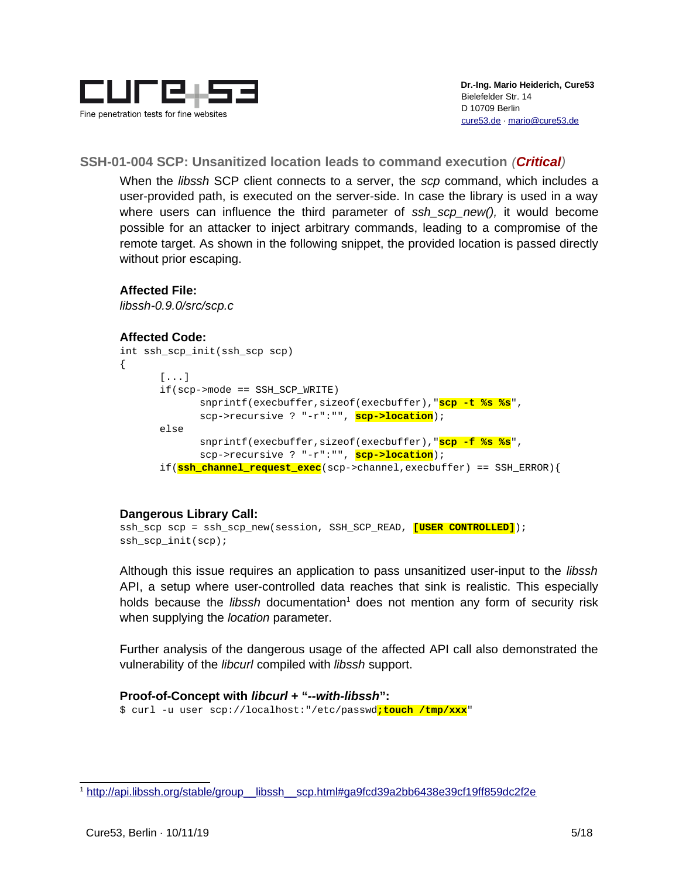## SSH-01-004 SCP: Unsanitized location leads to command execution *(Critical)*

When the *libssh* SCP client connects to a server, the *scp* command, which includes a user-provided path, is executed on the server-side. In case the library is used in a way where users can influence the third parameter of *ssh_scp_new(),* it would become possible for an attacker to inject arbitrary commands, leading to a compromise of the remote target. As shown in the following snippet, the provided location is passed directly without prior escaping.

**Affected File:**

*libssh-0.9.0/src/scp.c*

**Affected Code:**

```
int ssh_scp_init(ssh_scp scp)
{
      [...]
      if(scp->mode == SSH_SCP_WRITE)
            snprintf(execbuffer,sizeof(execbuffer),"scp -t %s %s",
            scp->recursive ? "-r":"", scp->location);
      else
            snprintf(execbuffer,sizeof(execbuffer),"scp -f %s %s",
            scp->recursive ? "-r":"", scp->location);
      if(ssh_channel_request_exec(scp->channel,execbuffer) == SSH_ERROR){
```

**Dangerous Library Call:**

```
ssh_scp scp = ssh_scp_new(session, SSH_SCP_READ, [USER CONTROLLED]);
ssh_scp_init(scp);
```

Although this issue requires an application to pass unsanitized user-input to the *libssh* API, a setup where user-controlled data reaches that sink is realistic. This especially holds because the *libssh* documentation[1] does not mention any form of security risk when supplying the *location* parameter.

Further analysis of the dangerous usage of the affected API call also demonstrated the vulnerability of the *libcurl* compiled with *libssh* support.

**Proof-of-Concept with *libcurl* + "*--with-libssh*":**

```
$ curl -u user scp://localhost:"/etc/passwd;touch /tmp/xxx"
```

[1] http://api.libssh.org/stable/group__libssh__scp.html#ga9fcd39a2bb6438e39cf19ff859dc2f2e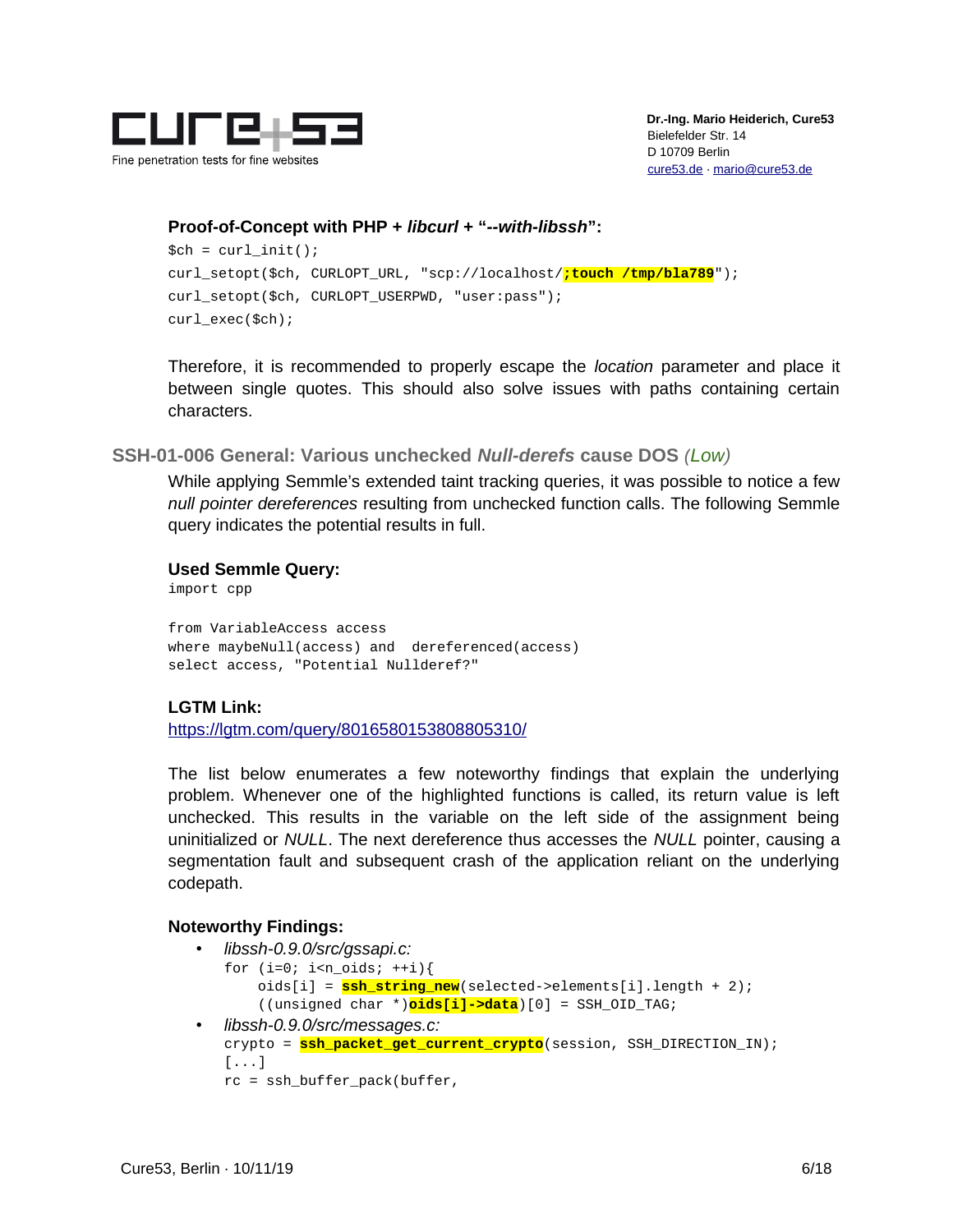**Proof-of-Concept with PHP + *libcurl* + "*--with-libssh*":**

```
$ch = curl_init();
curl_setopt($ch, CURLOPT_URL, "scp://localhost/;touch /tmp/bla789");
curl_setopt($ch, CURLOPT_USERPWD, "user:pass");
curl_exec($ch);
```

Therefore, it is recommended to properly escape the *location* parameter and place it between single quotes. This should also solve issues with paths containing certain characters.

## SSH-01-006 General: Various unchecked *Null-derefs* cause DOS *(Low)*

While applying Semmle's extended taint tracking queries, it was possible to notice a few *null pointer dereferences* resulting from unchecked function calls. The following Semmle query indicates the potential results in full.

**Used Semmle Query:**

```
import cpp

from VariableAccess access
where maybeNull(access) and  dereferenced(access)
select access, "Potential Nullderef?"
```

**LGTM Link:**

https://lgtm.com/query/8016580153808805310/

The list below enumerates a few noteworthy findings that explain the underlying problem. Whenever one of the highlighted functions is called, its return value is left unchecked. This results in the variable on the left side of the assignment being uninitialized or *NULL*. The next dereference thus accesses the *NULL* pointer, causing a segmentation fault and subsequent crash of the application reliant on the underlying codepath.

**Noteworthy Findings:**

- *libssh-0.9.0/src/gssapi.c:*
```
for (i=0; i<n_oids; ++i){
    oids[i] = ssh_string_new(selected->elements[i].length + 2);
    ((unsigned char *)oids[i]->data)[0] = SSH_OID_TAG;
```
- *libssh-0.9.0/src/messages.c:*
```
crypto = ssh_packet_get_current_crypto(session, SSH_DIRECTION_IN);
[...]
rc = ssh_buffer_pack(buffer,
```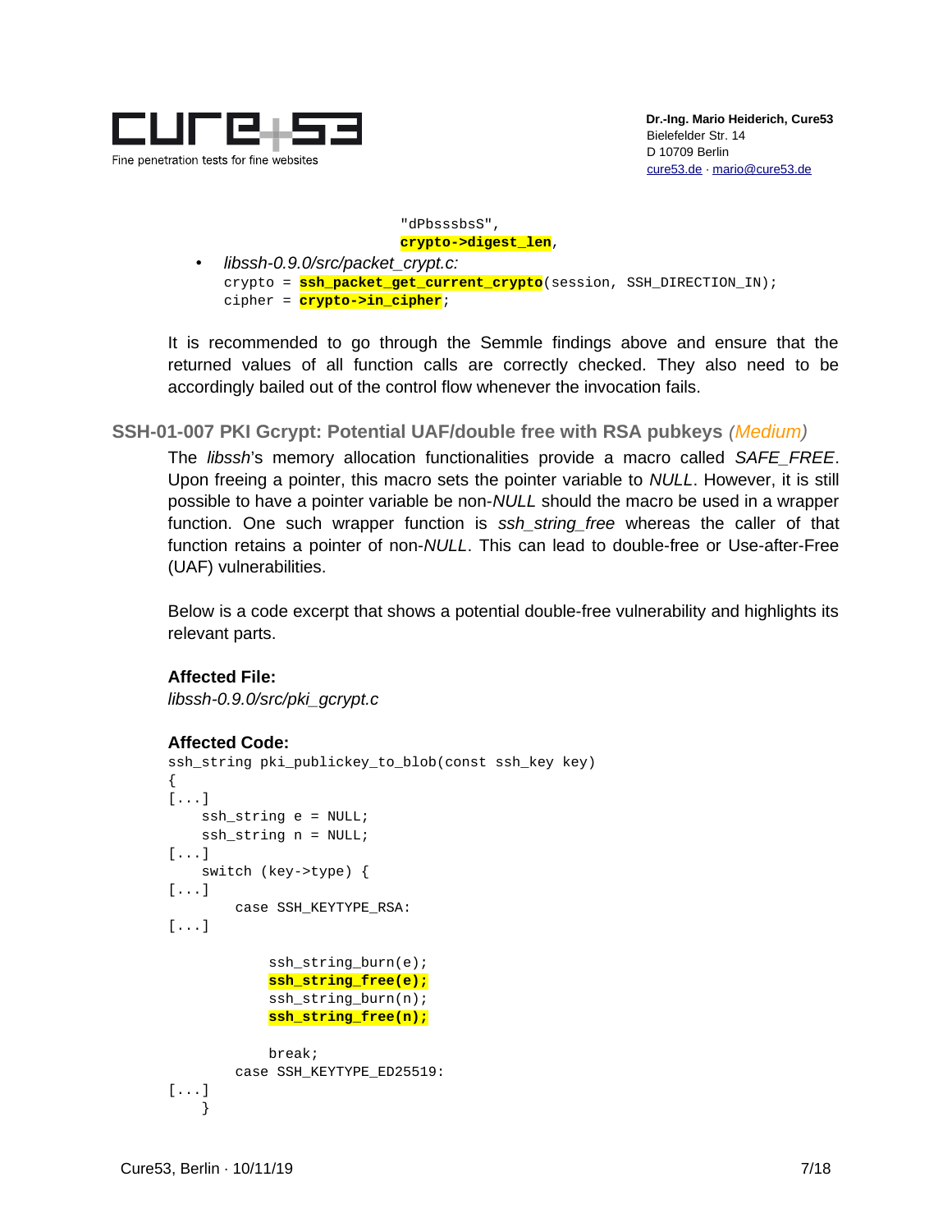```
                    "dPbsssbsS",
                    crypto->digest_len,
```

- *libssh-0.9.0/src/packet_crypt.c:*

```
crypto = ssh_packet_get_current_crypto(session, SSH_DIRECTION_IN);
cipher = crypto->in_cipher;
```

It is recommended to go through the Semmle findings above and ensure that the returned values of all function calls are correctly checked. They also need to be accordingly bailed out of the control flow whenever the invocation fails.

## SSH-01-007 PKI Gcrypt: Potential UAF/double free with RSA pubkeys *(Medium)*

The *libssh*'s memory allocation functionalities provide a macro called *SAFE_FREE*. Upon freeing a pointer, this macro sets the pointer variable to *NULL*. However, it is still possible to have a pointer variable be non-*NULL* should the macro be used in a wrapper function. One such wrapper function is *ssh_string_free* whereas the caller of that function retains a pointer of non-*NULL*. This can lead to double-free or Use-after-Free (UAF) vulnerabilities.

Below is a code excerpt that shows a potential double-free vulnerability and highlights its relevant parts.

**Affected File:**

*libssh-0.9.0/src/pki_gcrypt.c*

**Affected Code:**

```
ssh_string pki_publickey_to_blob(const ssh_key key)
{
[...]
    ssh_string e = NULL;
    ssh_string n = NULL;
[...]
    switch (key->type) {
[...]
        case SSH_KEYTYPE_RSA:
[...]

            ssh_string_burn(e);
            ssh_string_free(e);
            ssh_string_burn(n);
            ssh_string_free(n);

            break;
        case SSH_KEYTYPE_ED25519:
[...]
    }
```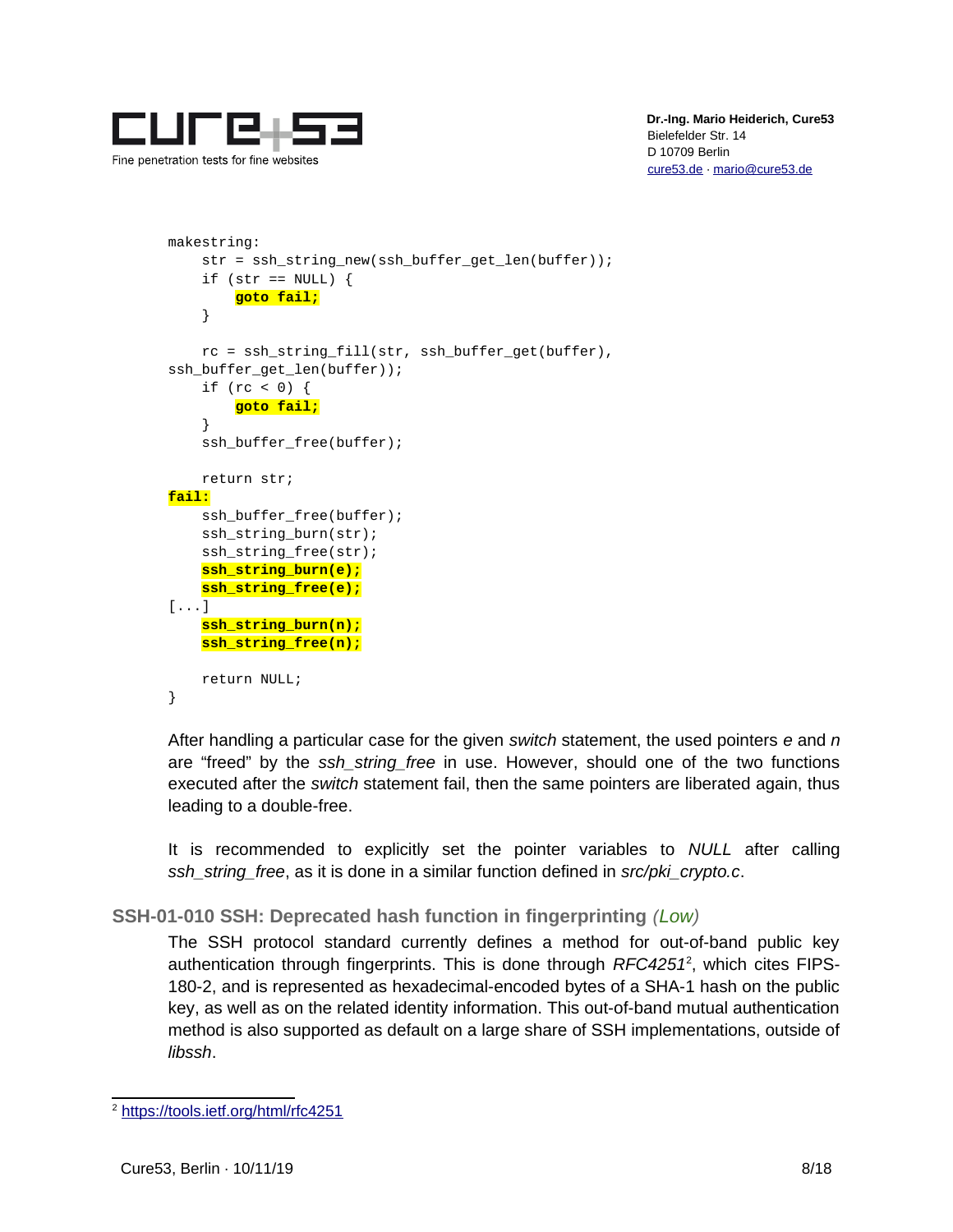```
makestring:
    str = ssh_string_new(ssh_buffer_get_len(buffer));
    if (str == NULL) {
        goto fail;
    }

    rc = ssh_string_fill(str, ssh_buffer_get(buffer),
ssh_buffer_get_len(buffer));
    if (rc < 0) {
        goto fail;
    }
    ssh_buffer_free(buffer);

    return str;
fail:
    ssh_buffer_free(buffer);
    ssh_string_burn(str);
    ssh_string_free(str);
    ssh_string_burn(e);
    ssh_string_free(e);
[...]
    ssh_string_burn(n);
    ssh_string_free(n);

    return NULL;
}
```

After handling a particular case for the given *switch* statement, the used pointers *e* and *n* are "freed" by the *ssh_string_free* in use. However, should one of the two functions executed after the *switch* statement fail, then the same pointers are liberated again, thus leading to a double-free.

It is recommended to explicitly set the pointer variables to *NULL* after calling *ssh_string_free*, as it is done in a similar function defined in *src/pki_crypto.c*.

### SSH-01-010 SSH: Deprecated hash function in fingerprinting *(Low)*

The SSH protocol standard currently defines a method for out-of-band public key authentication through fingerprints. This is done through *RFC4251*[2], which cites FIPS-180-2, and is represented as hexadecimal-encoded bytes of a SHA-1 hash on the public key, as well as on the related identity information. This out-of-band mutual authentication method is also supported as default on a large share of SSH implementations, outside of *libssh*.

[2] https://tools.ietf.org/html/rfc4251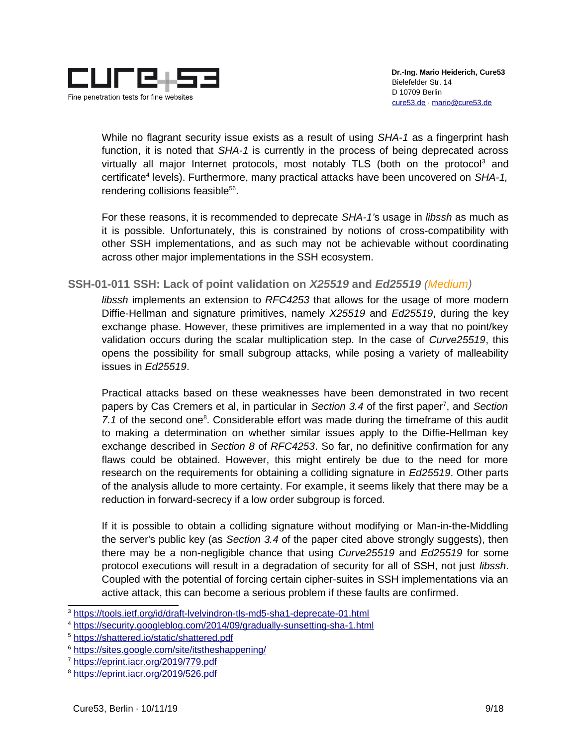While no flagrant security issue exists as a result of using *SHA-1* as a fingerprint hash function, it is noted that *SHA-1* is currently in the process of being deprecated across virtually all major Internet protocols, most notably TLS (both on the protocol[3] and certificate[4] levels). Furthermore, many practical attacks have been uncovered on *SHA-1,* rendering collisions feasible[5][6].

For these reasons, it is recommended to deprecate *SHA-1'*s usage in *libssh* as much as it is possible. Unfortunately, this is constrained by notions of cross-compatibility with other SSH implementations, and as such may not be achievable without coordinating across other major implementations in the SSH ecosystem.

### SSH-01-011 SSH: Lack of point validation on *X25519* and *Ed25519* (*Medium*)

*libssh* implements an extension to *RFC4253* that allows for the usage of more modern Diffie-Hellman and signature primitives, namely *X25519* and *Ed25519*, during the key exchange phase. However, these primitives are implemented in a way that no point/key validation occurs during the scalar multiplication step. In the case of *Curve25519*, this opens the possibility for small subgroup attacks, while posing a variety of malleability issues in *Ed25519*.

Practical attacks based on these weaknesses have been demonstrated in two recent papers by Cas Cremers et al, in particular in *Section 3.4* of the first paper[7], and *Section 7.1* of the second one[8]. Considerable effort was made during the timeframe of this audit to making a determination on whether similar issues apply to the Diffie-Hellman key exchange described in *Section 8* of *RFC4253*. So far, no definitive confirmation for any flaws could be obtained. However, this might entirely be due to the need for more research on the requirements for obtaining a colliding signature in *Ed25519*. Other parts of the analysis allude to more certainty. For example, it seems likely that there may be a reduction in forward-secrecy if a low order subgroup is forced.

If it is possible to obtain a colliding signature without modifying or Man-in-the-Middling the server's public key (as *Section 3.4* of the paper cited above strongly suggests), then there may be a non-negligible chance that using *Curve25519* and *Ed25519* for some protocol executions will result in a degradation of security for all of SSH, not just *libssh*. Coupled with the potential of forcing certain cipher-suites in SSH implementations via an active attack, this can become a serious problem if these faults are confirmed.

---

[3] https://tools.ietf.org/id/draft-lvelvindron-tls-md5-sha1-deprecate-01.html
[4] https://security.googleblog.com/2014/09/gradually-sunsetting-sha-1.html
[5] https://shattered.io/static/shattered.pdf
[6] https://sites.google.com/site/itstheshappening/
[7] https://eprint.iacr.org/2019/779.pdf
[8] https://eprint.iacr.org/2019/526.pdf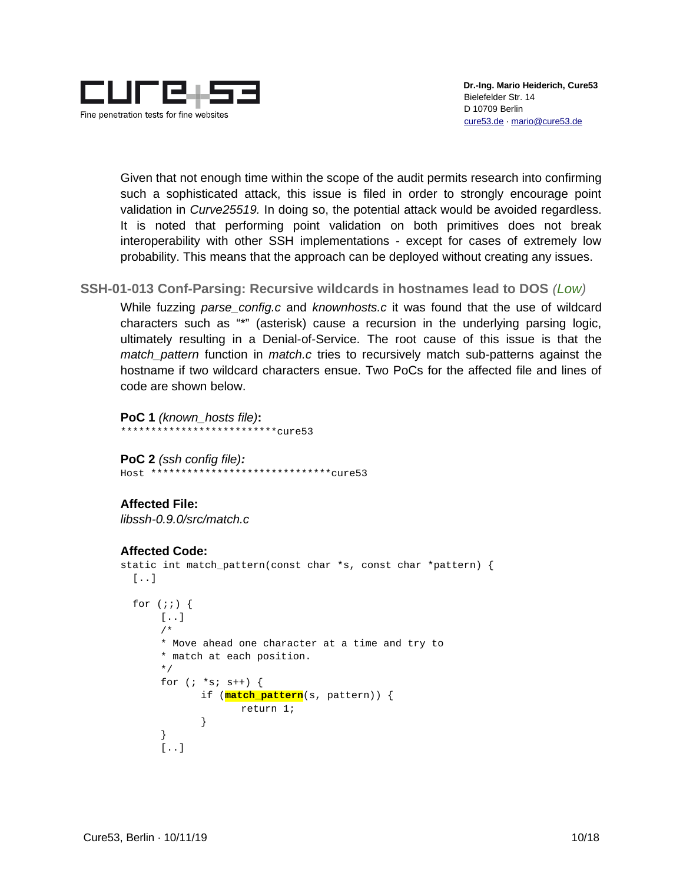Given that not enough time within the scope of the audit permits research into confirming such a sophisticated attack, this issue is filed in order to strongly encourage point validation in *Curve25519.* In doing so, the potential attack would be avoided regardless. It is noted that performing point validation on both primitives does not break interoperability with other SSH implementations - except for cases of extremely low probability. This means that the approach can be deployed without creating any issues.

### SSH-01-013 Conf-Parsing: Recursive wildcards in hostnames lead to DOS *(Low)*

While fuzzing *parse_config.c* and *knownhosts.c* it was found that the use of wildcard characters such as "*" (asterisk) cause a recursion in the underlying parsing logic, ultimately resulting in a Denial-of-Service. The root cause of this issue is that the *match_pattern* function in *match.c* tries to recursively match sub-patterns against the hostname if two wildcard characters ensue. Two PoCs for the affected file and lines of code are shown below.

**PoC 1** *(known_hosts file)***:**

```
**************************cure53
```

**PoC 2** *(ssh config file)***:**

```
Host ******************************cure53
```

**Affected File:**

*libssh-0.9.0/src/match.c*

**Affected Code:**

```
static int match_pattern(const char *s, const char *pattern) {
  [..]

  for (;;) {
       [..]
       /*
       * Move ahead one character at a time and try to
       * match at each position.
       */
       for (; *s; s++) {
              if (match_pattern(s, pattern)) {
                     return 1;
              }
       }
       [..]
```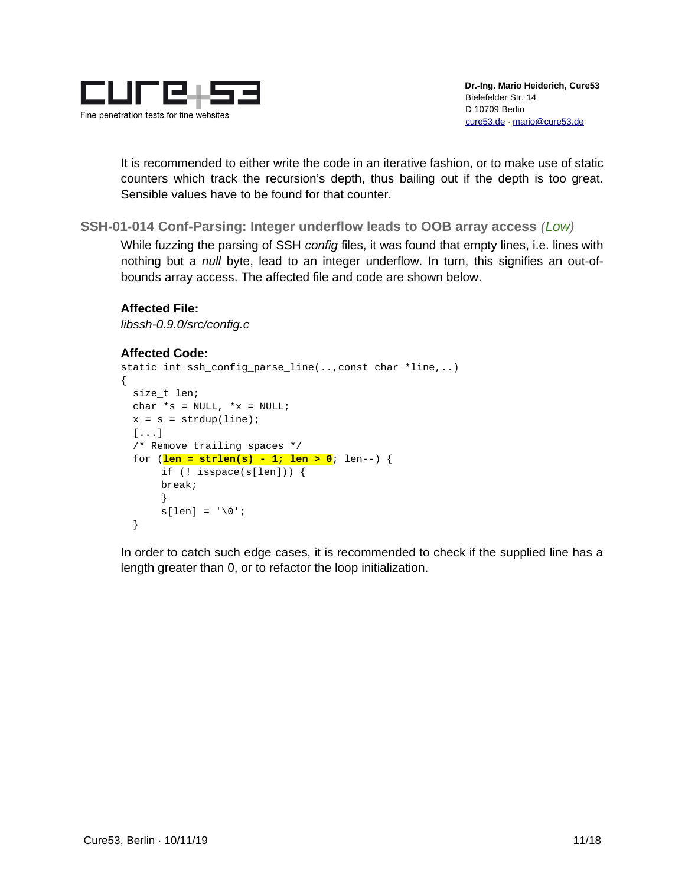It is recommended to either write the code in an iterative fashion, or to make use of static counters which track the recursion's depth, thus bailing out if the depth is too great. Sensible values have to be found for that counter.

## SSH-01-014 Conf-Parsing: Integer underflow leads to OOB array access *(Low)*

While fuzzing the parsing of SSH *config* files, it was found that empty lines, i.e. lines with nothing but a *null* byte, lead to an integer underflow. In turn, this signifies an out-of-bounds array access. The affected file and code are shown below.

**Affected File:**

*libssh-0.9.0/src/config.c*

**Affected Code:**

```
static int ssh_config_parse_line(..,const char *line,..)
{
  size_t len;
  char *s = NULL, *x = NULL;
  x = s = strdup(line);
  [...]
  /* Remove trailing spaces */
  for (len = strlen(s) - 1; len > 0; len--) {
       if (! isspace(s[len])) {
       break;
       }
       s[len] = '\0';
  }
```

In order to catch such edge cases, it is recommended to check if the supplied line has a length greater than 0, or to refactor the loop initialization.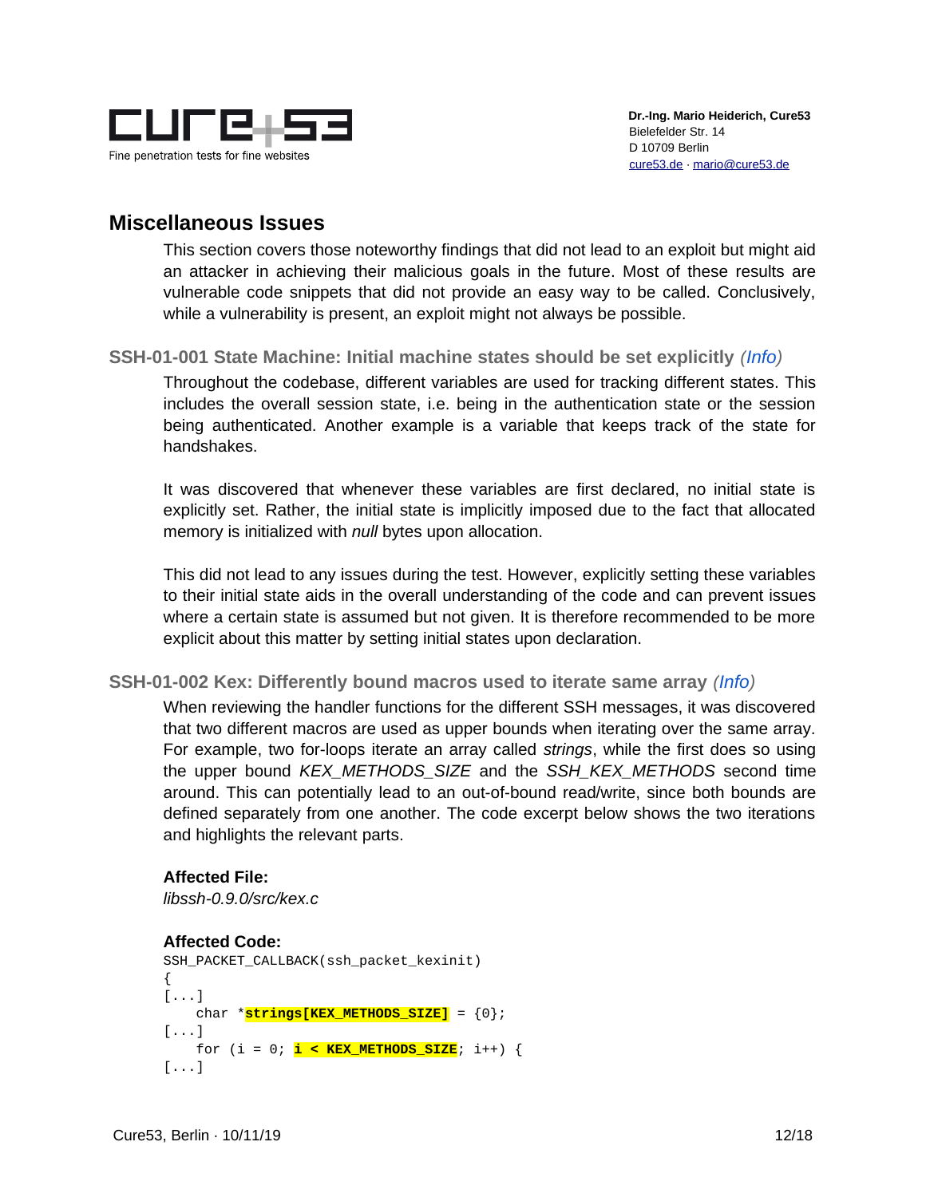## Miscellaneous Issues

This section covers those noteworthy findings that did not lead to an exploit but might aid an attacker in achieving their malicious goals in the future. Most of these results are vulnerable code snippets that did not provide an easy way to be called. Conclusively, while a vulnerability is present, an exploit might not always be possible.

### SSH-01-001 State Machine: Initial machine states should be set explicitly *(Info)*

Throughout the codebase, different variables are used for tracking different states. This includes the overall session state, i.e. being in the authentication state or the session being authenticated. Another example is a variable that keeps track of the state for handshakes.

It was discovered that whenever these variables are first declared, no initial state is explicitly set. Rather, the initial state is implicitly imposed due to the fact that allocated memory is initialized with *null* bytes upon allocation.

This did not lead to any issues during the test. However, explicitly setting these variables to their initial state aids in the overall understanding of the code and can prevent issues where a certain state is assumed but not given. It is therefore recommended to be more explicit about this matter by setting initial states upon declaration.

### SSH-01-002 Kex: Differently bound macros used to iterate same array *(Info)*

When reviewing the handler functions for the different SSH messages, it was discovered that two different macros are used as upper bounds when iterating over the same array. For example, two for-loops iterate an array called *strings*, while the first does so using the upper bound *KEX_METHODS_SIZE* and the *SSH_KEX_METHODS* second time around. This can potentially lead to an out-of-bound read/write, since both bounds are defined separately from one another. The code excerpt below shows the two iterations and highlights the relevant parts.

**Affected File:**

*libssh-0.9.0/src/kex.c*

**Affected Code:**

```
SSH_PACKET_CALLBACK(ssh_packet_kexinit)
{
[...]
    char *strings[KEX_METHODS_SIZE] = {0};
[...]
    for (i = 0; i < KEX_METHODS_SIZE; i++) {
[...]
```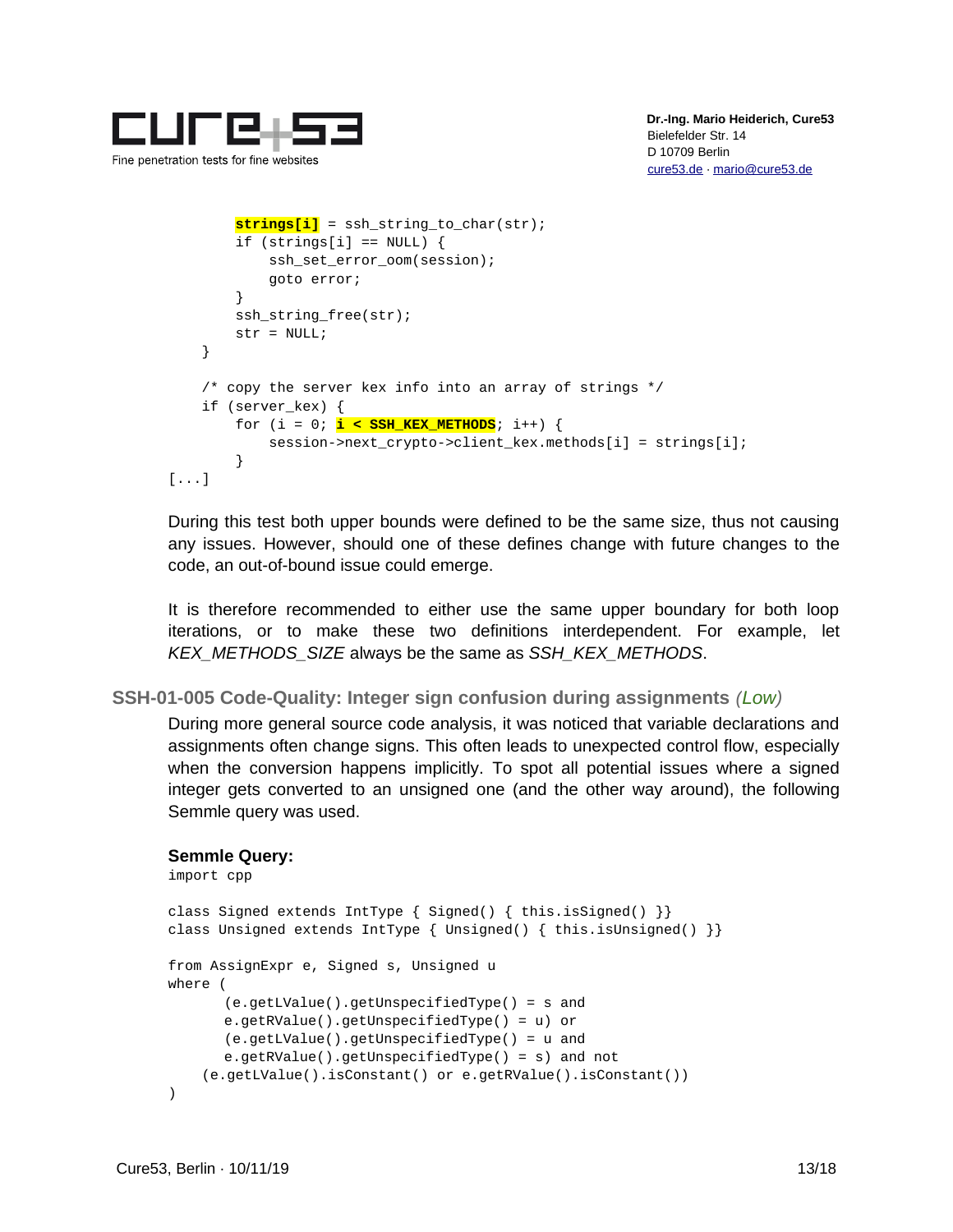```
        strings[i] = ssh_string_to_char(str);
        if (strings[i] == NULL) {
            ssh_set_error_oom(session);
            goto error;
        }
        ssh_string_free(str);
        str = NULL;
    }

    /* copy the server kex info into an array of strings */
    if (server_kex) {
        for (i = 0; i < SSH_KEX_METHODS; i++) {
            session->next_crypto->client_kex.methods[i] = strings[i];
        }
[...]
```

During this test both upper bounds were defined to be the same size, thus not causing any issues. However, should one of these defines change with future changes to the code, an out-of-bound issue could emerge.

It is therefore recommended to either use the same upper boundary for both loop iterations, or to make these two definitions interdependent. For example, let *KEX_METHODS_SIZE* always be the same as *SSH_KEX_METHODS*.

### SSH-01-005 Code-Quality: Integer sign confusion during assignments *(Low)*

During more general source code analysis, it was noticed that variable declarations and assignments often change signs. This often leads to unexpected control flow, especially when the conversion happens implicitly. To spot all potential issues where a signed integer gets converted to an unsigned one (and the other way around), the following Semmle query was used.

**Semmle Query:**

```
import cpp

class Signed extends IntType { Signed() { this.isSigned() }}
class Unsigned extends IntType { Unsigned() { this.isUnsigned() }}

from AssignExpr e, Signed s, Unsigned u
where (
      (e.getLValue().getUnspecifiedType() = s and
      e.getRValue().getUnspecifiedType() = u) or
      (e.getLValue().getUnspecifiedType() = u and
      e.getRValue().getUnspecifiedType() = s) and not
    (e.getLValue().isConstant() or e.getRValue().isConstant())
)
```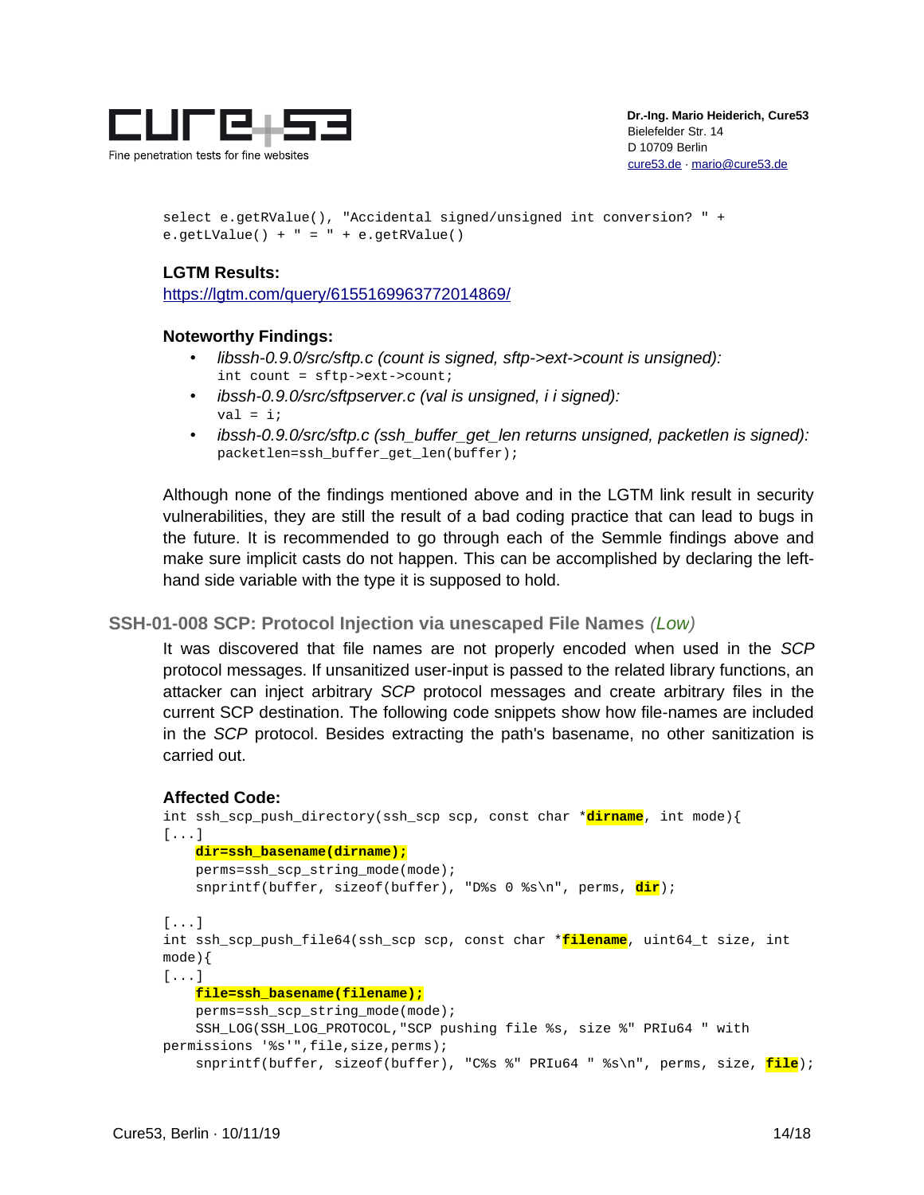```
select e.getRValue(), "Accidental signed/unsigned int conversion? " +
e.getLValue() + " = " + e.getRValue()
```

**LGTM Results:**
https://lgtm.com/query/6155169963772014869/

**Noteworthy Findings:**

- *libssh-0.9.0/src/sftp.c (count is signed, sftp->ext->count is unsigned):*
  `int count = sftp->ext->count;`
- *ibssh-0.9.0/src/sftpserver.c (val is unsigned, i i signed):*
  `val = i;`
- *ibssh-0.9.0/src/sftp.c (ssh_buffer_get_len returns unsigned, packetlen is signed):*
  `packetlen=ssh_buffer_get_len(buffer);`

Although none of the findings mentioned above and in the LGTM link result in security vulnerabilities, they are still the result of a bad coding practice that can lead to bugs in the future. It is recommended to go through each of the Semmle findings above and make sure implicit casts do not happen. This can be accomplished by declaring the left-hand side variable with the type it is supposed to hold.

## SSH-01-008 SCP: Protocol Injection via unescaped File Names *(Low)*

It was discovered that file names are not properly encoded when used in the *SCP* protocol messages. If unsanitized user-input is passed to the related library functions, an attacker can inject arbitrary *SCP* protocol messages and create arbitrary files in the current SCP destination. The following code snippets show how file-names are included in the *SCP* protocol. Besides extracting the path's basename, no other sanitization is carried out.

**Affected Code:**

```
int ssh_scp_push_directory(ssh_scp scp, const char *dirname, int mode){
[...]
    dir=ssh_basename(dirname);
    perms=ssh_scp_string_mode(mode);
    snprintf(buffer, sizeof(buffer), "D%s 0 %s\n", perms, dir);

[...]
int ssh_scp_push_file64(ssh_scp scp, const char *filename, uint64_t size, int
mode){
[...]
    file=ssh_basename(filename);
    perms=ssh_scp_string_mode(mode);
    SSH_LOG(SSH_LOG_PROTOCOL,"SCP pushing file %s, size %" PRIu64 " with
permissions '%s'",file,size,perms);
    snprintf(buffer, sizeof(buffer), "C%s %" PRIu64 " %s\n", perms, size, file);
```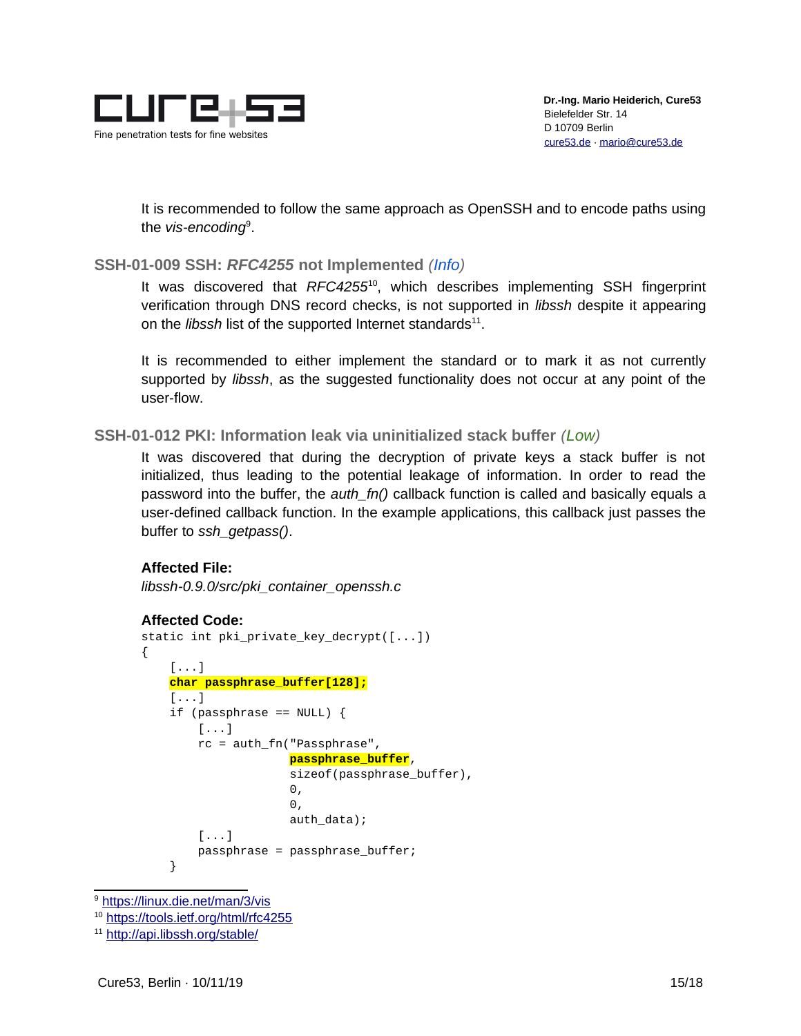It is recommended to follow the same approach as OpenSSH and to encode paths using the *vis-encoding*[9].

### SSH-01-009 SSH: *RFC4255* not Implemented *(Info)*

It was discovered that *RFC4255*[10], which describes implementing SSH fingerprint verification through DNS record checks, is not supported in *libssh* despite it appearing on the *libssh* list of the supported Internet standards[11].

It is recommended to either implement the standard or to mark it as not currently supported by *libssh*, as the suggested functionality does not occur at any point of the user-flow.

### SSH-01-012 PKI: Information leak via uninitialized stack buffer *(Low)*

It was discovered that during the decryption of private keys a stack buffer is not initialized, thus leading to the potential leakage of information. In order to read the password into the buffer, the *auth_fn()* callback function is called and basically equals a user-defined callback function. In the example applications, this callback just passes the buffer to *ssh_getpass()*.

**Affected File:**

*libssh-0.9.0/src/pki_container_openssh.c*

**Affected Code:**

```
static int pki_private_key_decrypt([...])
{
    [...]
    char passphrase_buffer[128];
    [...]
    if (passphrase == NULL) {
        [...]
        rc = auth_fn("Passphrase",
                     passphrase_buffer,
                     sizeof(passphrase_buffer),
                     0,
                     0,
                     auth_data);
        [...]
        passphrase = passphrase_buffer;
    }
```

---

[9] https://linux.die.net/man/3/vis

[10] https://tools.ietf.org/html/rfc4255

[11] http://api.libssh.org/stable/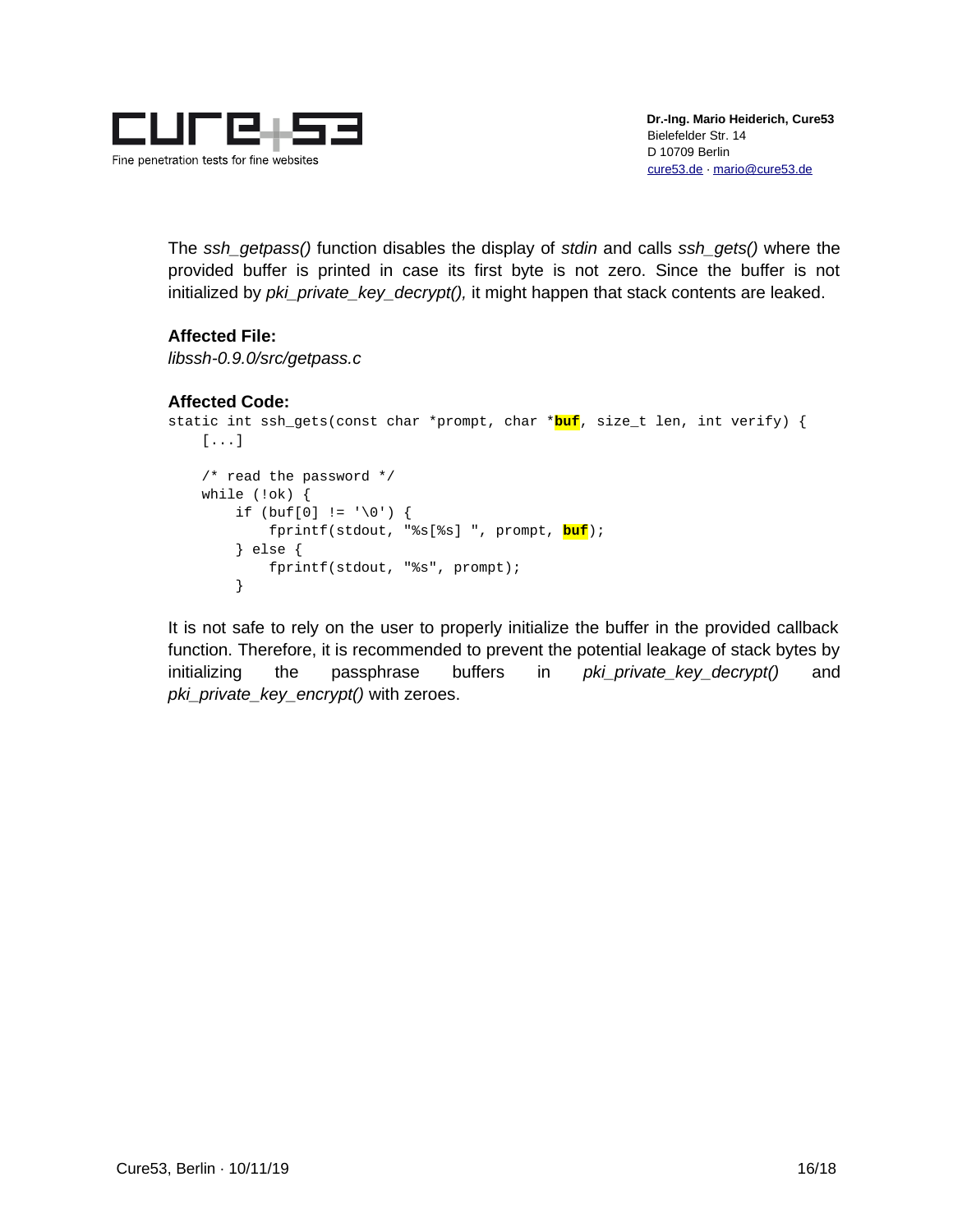The *ssh_getpass()* function disables the display of *stdin* and calls *ssh_gets()* where the provided buffer is printed in case its first byte is not zero. Since the buffer is not initialized by *pki_private_key_decrypt(),* it might happen that stack contents are leaked.

**Affected File:**

*libssh-0.9.0/src/getpass.c*

**Affected Code:**

```
static int ssh_gets(const char *prompt, char *buf, size_t len, int verify) {
    [...]

    /* read the password */
    while (!ok) {
        if (buf[0] != '\0') {
            fprintf(stdout, "%s[%s] ", prompt, buf);
        } else {
            fprintf(stdout, "%s", prompt);
        }
```

It is not safe to rely on the user to properly initialize the buffer in the provided callback function. Therefore, it is recommended to prevent the potential leakage of stack bytes by initializing the passphrase buffers in *pki_private_key_decrypt()* and *pki_private_key_encrypt()* with zeroes.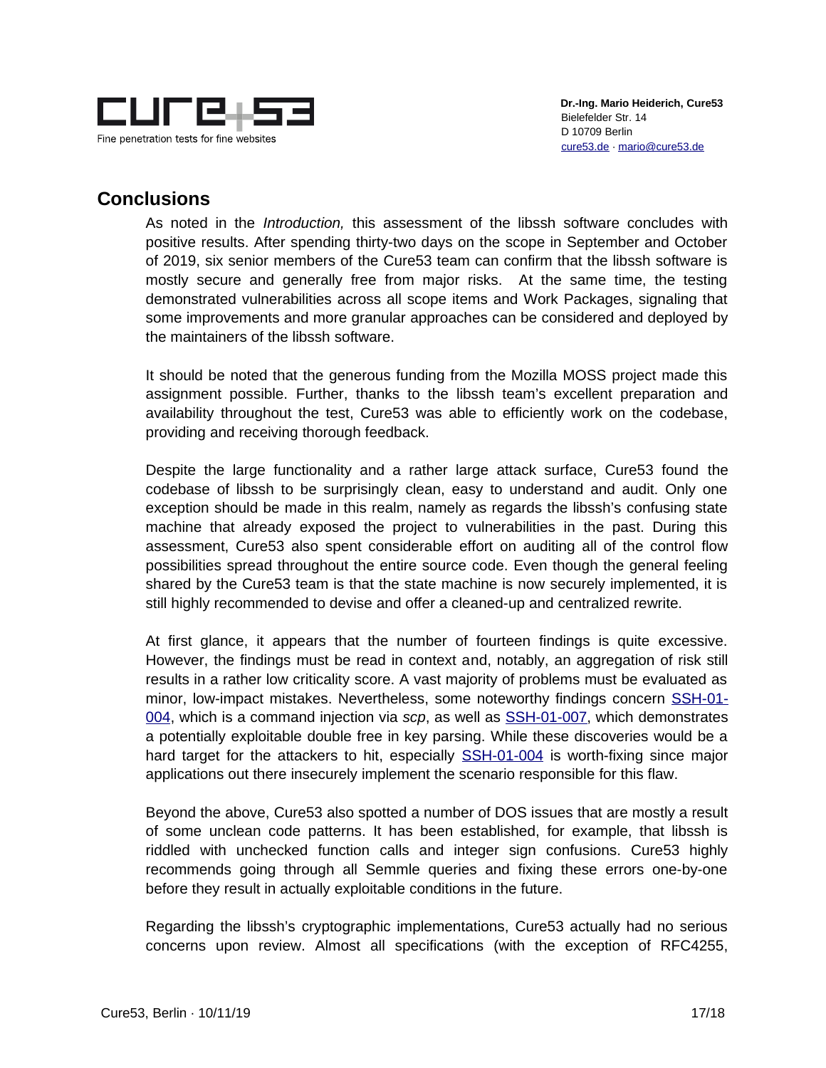## Conclusions

As noted in the *Introduction,* this assessment of the libssh software concludes with positive results. After spending thirty-two days on the scope in September and October of 2019, six senior members of the Cure53 team can confirm that the libssh software is mostly secure and generally free from major risks. At the same time, the testing demonstrated vulnerabilities across all scope items and Work Packages, signaling that some improvements and more granular approaches can be considered and deployed by the maintainers of the libssh software.

It should be noted that the generous funding from the Mozilla MOSS project made this assignment possible. Further, thanks to the libssh team's excellent preparation and availability throughout the test, Cure53 was able to efficiently work on the codebase, providing and receiving thorough feedback.

Despite the large functionality and a rather large attack surface, Cure53 found the codebase of libssh to be surprisingly clean, easy to understand and audit. Only one exception should be made in this realm, namely as regards the libssh's confusing state machine that already exposed the project to vulnerabilities in the past. During this assessment, Cure53 also spent considerable effort on auditing all of the control flow possibilities spread throughout the entire source code. Even though the general feeling shared by the Cure53 team is that the state machine is now securely implemented, it is still highly recommended to devise and offer a cleaned-up and centralized rewrite.

At first glance, it appears that the number of fourteen findings is quite excessive. However, the findings must be read in context and, notably, an aggregation of risk still results in a rather low criticality score. A vast majority of problems must be evaluated as minor, low-impact mistakes. Nevertheless, some noteworthy findings concern SSH-01-004, which is a command injection via *scp*, as well as SSH-01-007, which demonstrates a potentially exploitable double free in key parsing. While these discoveries would be a hard target for the attackers to hit, especially SSH-01-004 is worth-fixing since major applications out there insecurely implement the scenario responsible for this flaw.

Beyond the above, Cure53 also spotted a number of DOS issues that are mostly a result of some unclean code patterns. It has been established, for example, that libssh is riddled with unchecked function calls and integer sign confusions. Cure53 highly recommends going through all Semmle queries and fixing these errors one-by-one before they result in actually exploitable conditions in the future.

Regarding the libssh's cryptographic implementations, Cure53 actually had no serious concerns upon review. Almost all specifications (with the exception of RFC4255,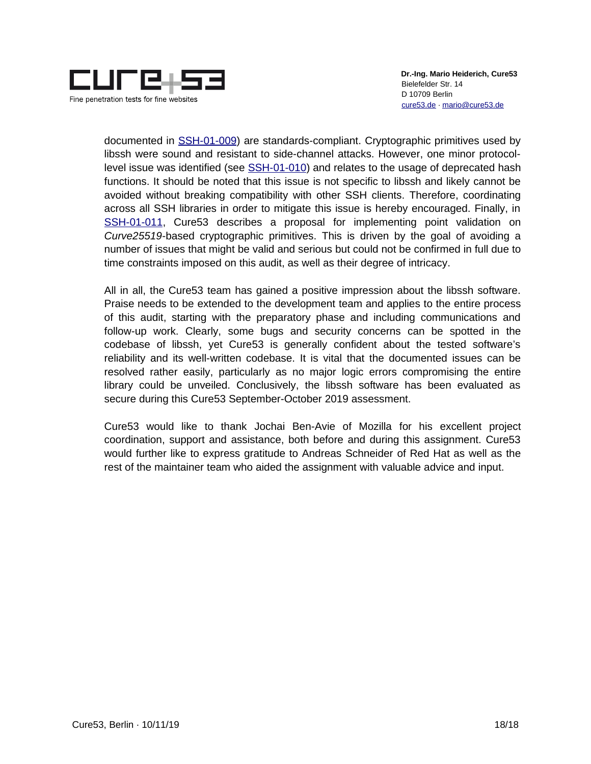documented in SSH-01-009) are standards-compliant. Cryptographic primitives used by libssh were sound and resistant to side-channel attacks. However, one minor protocol-level issue was identified (see SSH-01-010) and relates to the usage of deprecated hash functions. It should be noted that this issue is not specific to libssh and likely cannot be avoided without breaking compatibility with other SSH clients. Therefore, coordinating across all SSH libraries in order to mitigate this issue is hereby encouraged. Finally, in SSH-01-011, Cure53 describes a proposal for implementing point validation on *Curve25519*-based cryptographic primitives. This is driven by the goal of avoiding a number of issues that might be valid and serious but could not be confirmed in full due to time constraints imposed on this audit, as well as their degree of intricacy.

All in all, the Cure53 team has gained a positive impression about the libssh software. Praise needs to be extended to the development team and applies to the entire process of this audit, starting with the preparatory phase and including communications and follow-up work. Clearly, some bugs and security concerns can be spotted in the codebase of libssh, yet Cure53 is generally confident about the tested software's reliability and its well-written codebase. It is vital that the documented issues can be resolved rather easily, particularly as no major logic errors compromising the entire library could be unveiled. Conclusively, the libssh software has been evaluated as secure during this Cure53 September-October 2019 assessment.

Cure53 would like to thank Jochai Ben-Avie of Mozilla for his excellent project coordination, support and assistance, both before and during this assignment. Cure53 would further like to express gratitude to Andreas Schneider of Red Hat as well as the rest of the maintainer team who aided the assignment with valuable advice and input.